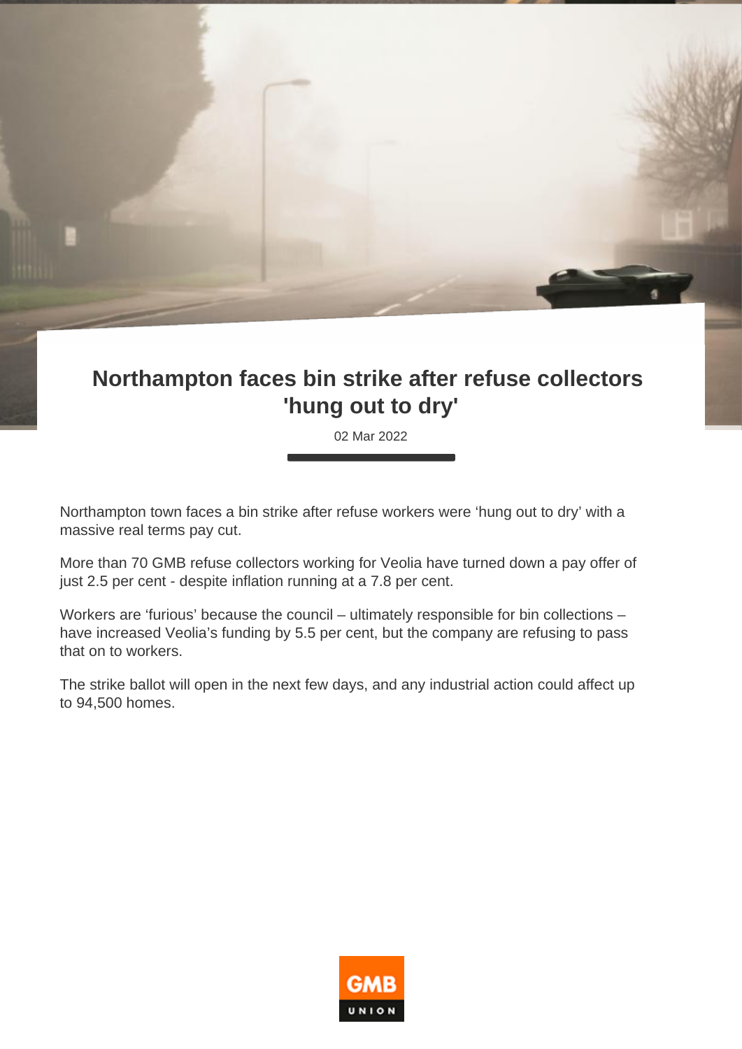# Northampton faces bin strike after refuse collectors 'hung out to dry'

02 Mar 2022

Northampton town faces a bin strike after refuse workers were 'hung out to dry' with a massive real terms pay cut.

More than 70 GMB refuse collectors working for Veolia have turned down a pay offer of just 2.5 per cent - despite inflation running at a 7.8 per cent.

Workers are 'furious' because the council – ultimately responsible for bin collections – have increased Veolia's funding by 5.5 per cent, but the company are refusing to pass that on to workers.

The strike ballot will open in the next few days, and any industrial action could affect up to 94,500 homes.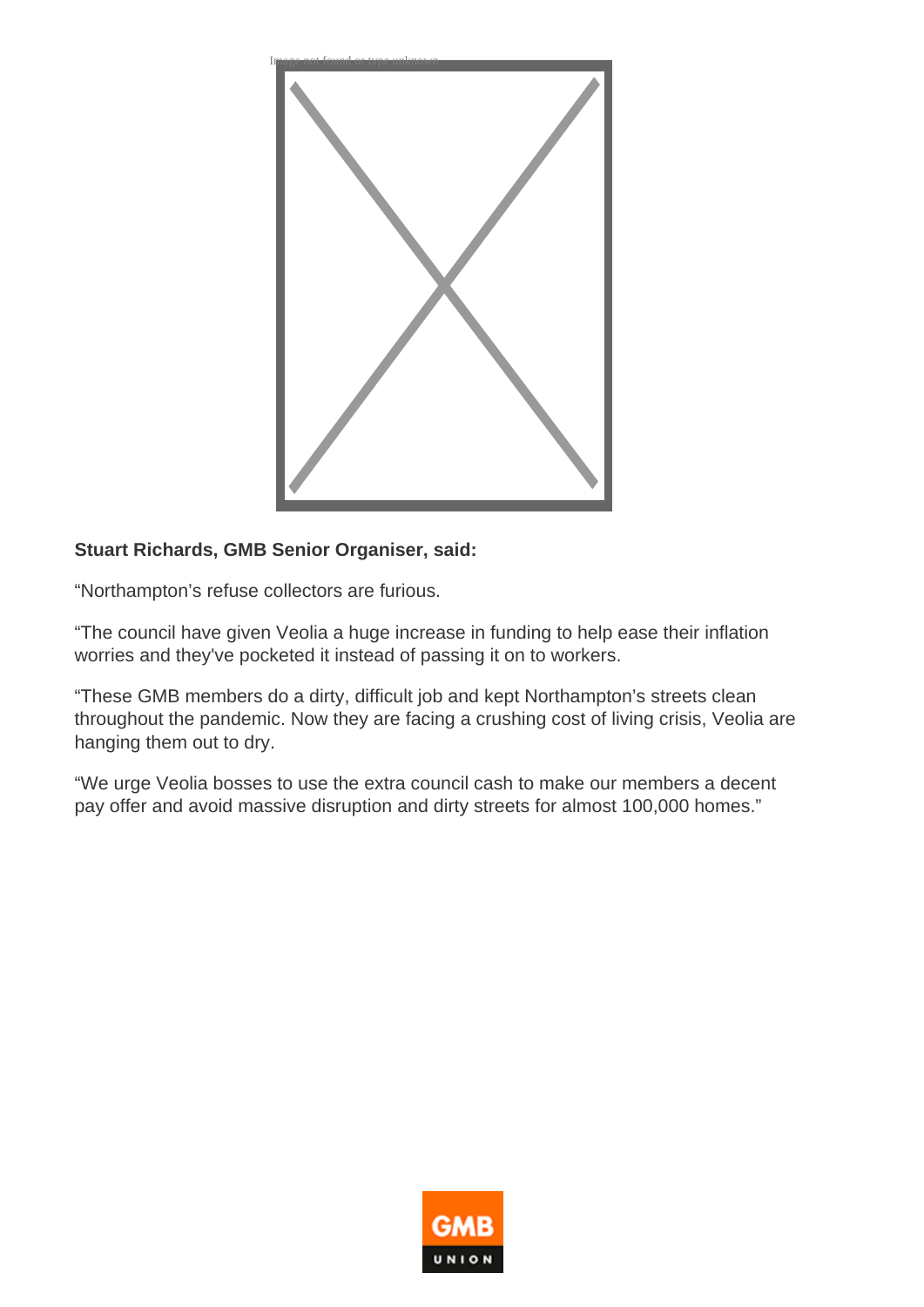**Stuart Richards, GMB Senior Organiser, said:**

“Northampton’s refuse collectors are furious.

“The council have given Veolia a huge increase in funding to help ease their inflation worries and they've pocketed it instead of passing it on to workers.

“These GMB members do a dirty, difficult job and kept Northampton’s streets clean throughout the pandemic. Now they are facing a crushing cost of living crisis, Veolia are hanging them out to dry.

“We urge Veolia bosses to use the extra council cash to make our members a decent pay offer and avoid massive disruption and dirty streets for almost 100,000 homes.”